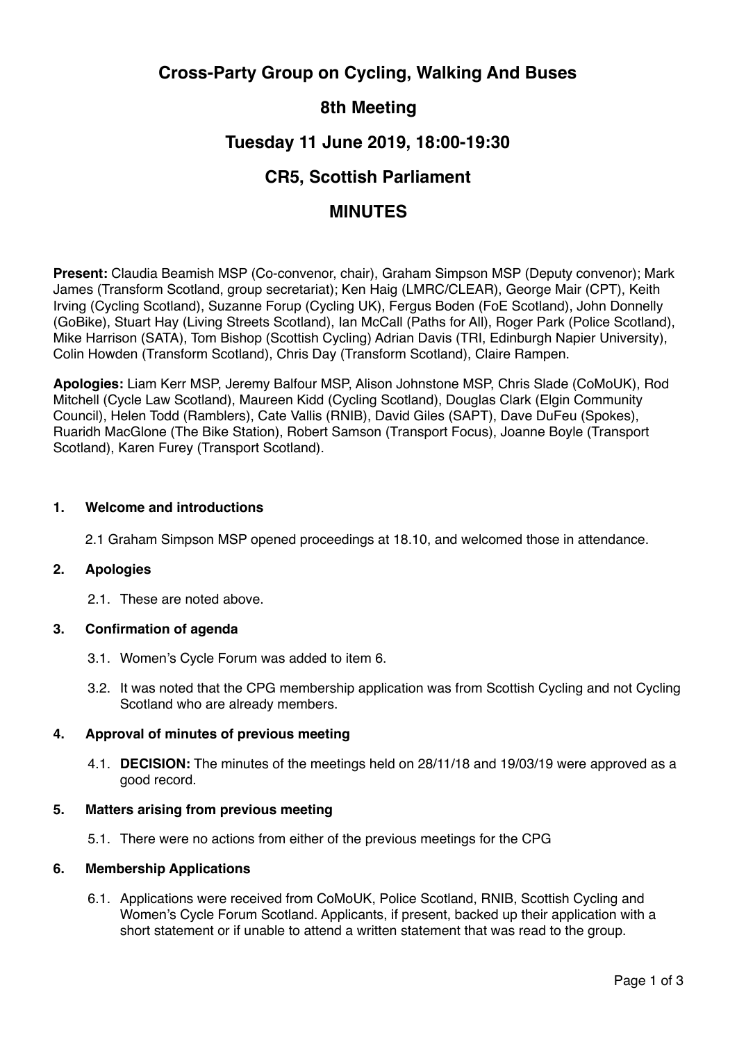# Cross-Party Group on Cycling, Walking And Buses

## 8th Meeting

## Tuesday 11 June 2019, 18:00-19:30

## CR5, Scottish Parliament

## MINUTES

**Present:** Claudia Beamish MSP (Co-convenor, chair), Graham Simpson MSP (Deputy convenor); Mark James (Transform Scotland, group secretariat); Ken Haig (LMRC/CLEAR), George Mair (CPT), Keith Irving (Cycling Scotland), Suzanne Forup (Cycling UK), Fergus Boden (FoE Scotland), John Donnelly (GoBike), Stuart Hay (Living Streets Scotland), Ian McCall (Paths for All), Roger Park (Police Scotland), Mike Harrison (SATA), Tom Bishop (Scottish Cycling) Adrian Davis (TRI, Edinburgh Napier University), Colin Howden (Transform Scotland), Chris Day (Transform Scotland), Claire Rampen.

**Apologies:** Liam Kerr MSP, Jeremy Balfour MSP, Alison Johnstone MSP, Chris Slade (CoMoUK), Rod Mitchell (Cycle Law Scotland), Maureen Kidd (Cycling Scotland), Douglas Clark (Elgin Community Council), Helen Todd (Ramblers), Cate Vallis (RNIB), David Giles (SAPT), Dave DuFeu (Spokes), Ruaridh MacGlone (The Bike Station), Robert Samson (Transport Focus), Joanne Boyle (Transport Scotland), Karen Furey (Transport Scotland).

### 1. Welcome and introductions

2.1 Graham Simpson MSP opened proceedings at 18.10, and welcomed those in attendance.

### 2. Apologies

2.1. These are noted above.

### 3. Confirmation of agenda

3.1. Women's Cycle Forum was added to item 6.

3.2. It was noted that the CPG membership application was from Scottish Cycling and not Cycling Scotland who are already members.

### 4. Approval of minutes of previous meeting

4.1. **DECISION:** The minutes of the meetings held on 28/11/18 and 19/03/19 were approved as a good record.

### 5. Matters arising from previous meeting

5.1. There were no actions from either of the previous meetings for the CPG

### 6. Membership Applications

6.1. Applications were received from CoMoUK, Police Scotland, RNIB, Scottish Cycling and Women's Cycle Forum Scotland. Applicants, if present, backed up their application with a short statement or if unable to attend a written statement that was read to the group.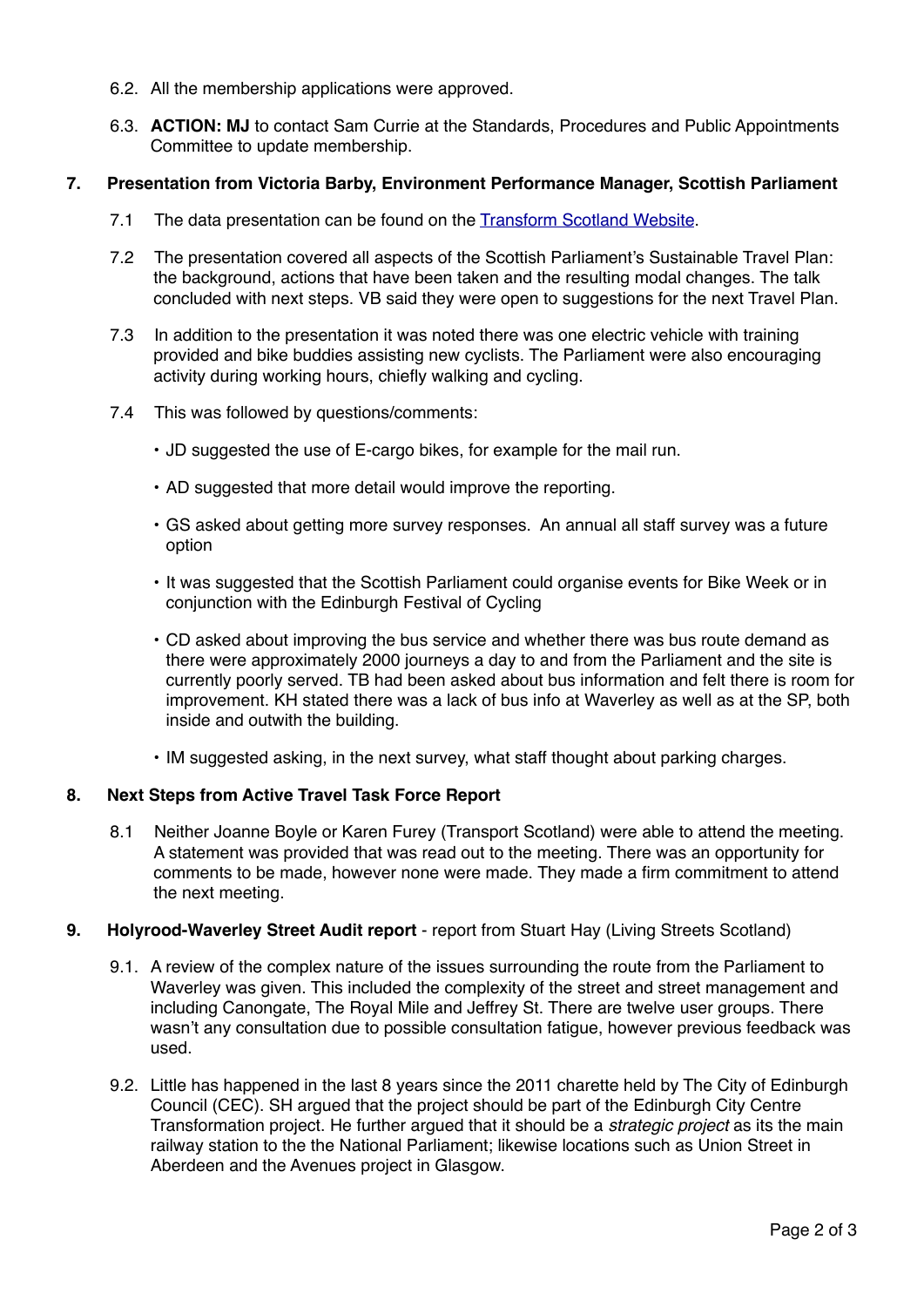6.2. All the membership applications were approved.

6.3. **ACTION: MJ** to contact Sam Currie at the Standards, Procedures and Public Appointments Committee to update membership.

## 7. Presentation from Victoria Barby, Environment Performance Manager, Scottish Parliament

7.1 The data presentation can be found on the [Transform Scotland Website](Transform Scotland Website).

7.2 The presentation covered all aspects of the Scottish Parliament's Sustainable Travel Plan: the background, actions that have been taken and the resulting modal changes. The talk concluded with next steps. VB said they were open to suggestions for the next Travel Plan.

7.3 In addition to the presentation it was noted there was one electric vehicle with training provided and bike buddies assisting new cyclists. The Parliament were also encouraging activity during working hours, chiefly walking and cycling.

7.4 This was followed by questions/comments:

- JD suggested the use of E-cargo bikes, for example for the mail run.
- AD suggested that more detail would improve the reporting.
- GS asked about getting more survey responses. An annual all staff survey was a future option
- It was suggested that the Scottish Parliament could organise events for Bike Week or in conjunction with the Edinburgh Festival of Cycling
- CD asked about improving the bus service and whether there was bus route demand as there were approximately 2000 journeys a day to and from the Parliament and the site is currently poorly served. TB had been asked about bus information and felt there is room for improvement. KH stated there was a lack of bus info at Waverley as well as at the SP, both inside and outwith the building.
- IM suggested asking, in the next survey, what staff thought about parking charges.

## 8. Next Steps from Active Travel Task Force Report

8.1 Neither Joanne Boyle or Karen Furey (Transport Scotland) were able to attend the meeting. A statement was provided that was read out to the meeting. There was an opportunity for comments to be made, however none were made. They made a firm commitment to attend the next meeting.

## 9. **Holyrood-Waverley Street Audit report** - report from Stuart Hay (Living Streets Scotland)

9.1. A review of the complex nature of the issues surrounding the route from the Parliament to Waverley was given. This included the complexity of the street and street management and including Canongate, The Royal Mile and Jeffrey St. There are twelve user groups. There wasn't any consultation due to possible consultation fatigue, however previous feedback was used.

9.2. Little has happened in the last 8 years since the 2011 charette held by The City of Edinburgh Council (CEC). SH argued that the project should be part of the Edinburgh City Centre Transformation project. He further argued that it should be a *strategic project* as its the main railway station to the the National Parliament; likewise locations such as Union Street in Aberdeen and the Avenues project in Glasgow.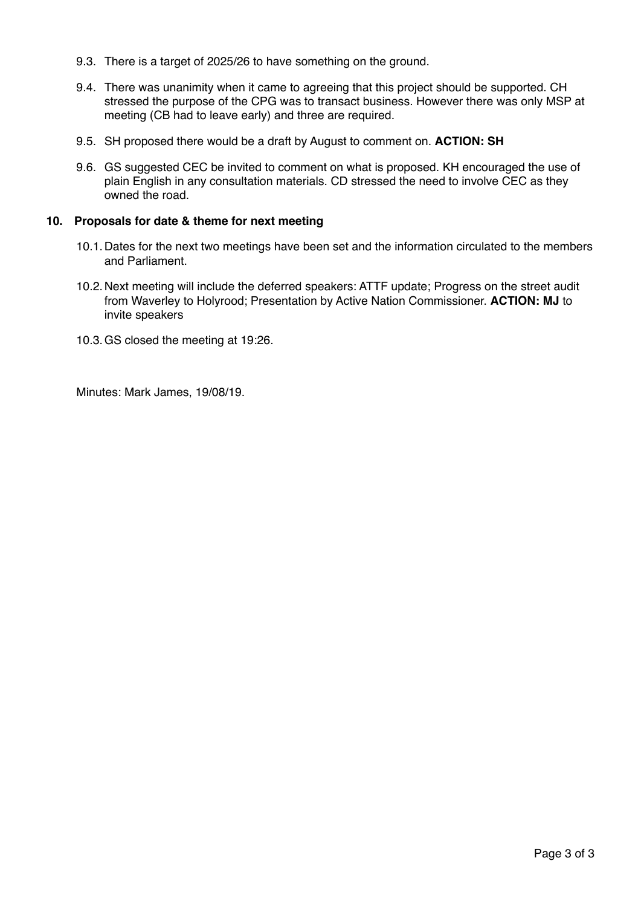9.3. There is a target of 2025/26 to have something on the ground.

9.4. There was unanimity when it came to agreeing that this project should be supported. CH stressed the purpose of the CPG was to transact business. However there was only MSP at meeting (CB had to leave early) and three are required.

9.5. SH proposed there would be a draft by August to comment on. **ACTION: SH**

9.6. GS suggested CEC be invited to comment on what is proposed. KH encouraged the use of plain English in any consultation materials. CD stressed the need to involve CEC as they owned the road.

## 10. Proposals for date & theme for next meeting

10.1. Dates for the next two meetings have been set and the information circulated to the members and Parliament.

10.2. Next meeting will include the deferred speakers: ATTF update; Progress on the street audit from Waverley to Holyrood; Presentation by Active Nation Commissioner. **ACTION: MJ** to invite speakers

10.3. GS closed the meeting at 19:26.

Minutes: Mark James, 19/08/19.